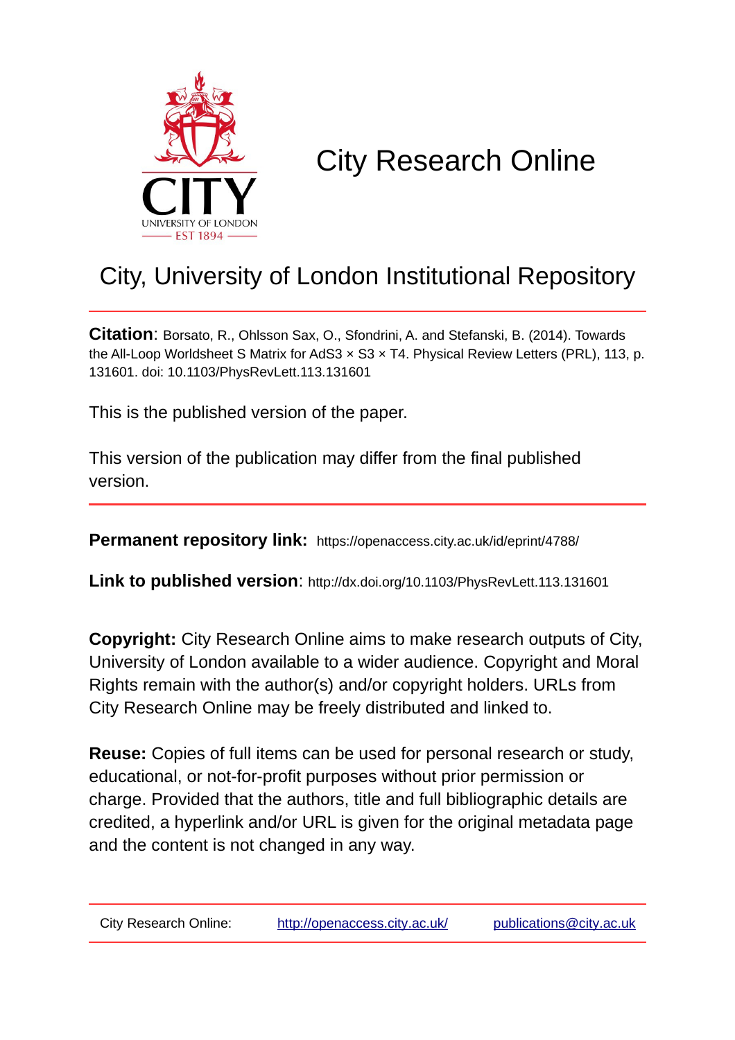# City Research Online

## City, University of London Institutional Repository

**Citation**: Borsato, R., Ohlsson Sax, O., Sfondrini, A. and Stefanski, B. (2014). Towards the All-Loop Worldsheet S Matrix for AdS3 × S3 × T4. Physical Review Letters (PRL), 113, p. 131601. doi: 10.1103/PhysRevLett.113.131601

This is the published version of the paper.

This version of the publication may differ from the final published version.

**Permanent repository link:** https://openaccess.city.ac.uk/id/eprint/4788/

**Link to published version**: http://dx.doi.org/10.1103/PhysRevLett.113.131601

**Copyright:** City Research Online aims to make research outputs of City, University of London available to a wider audience. Copyright and Moral Rights remain with the author(s) and/or copyright holders. URLs from City Research Online may be freely distributed and linked to.

**Reuse:** Copies of full items can be used for personal research or study, educational, or not-for-profit purposes without prior permission or charge. Provided that the authors, title and full bibliographic details are credited, a hyperlink and/or URL is given for the original metadata page and the content is not changed in any way.

City Research Online: http://openaccess.city.ac.uk/ publications@city.ac.uk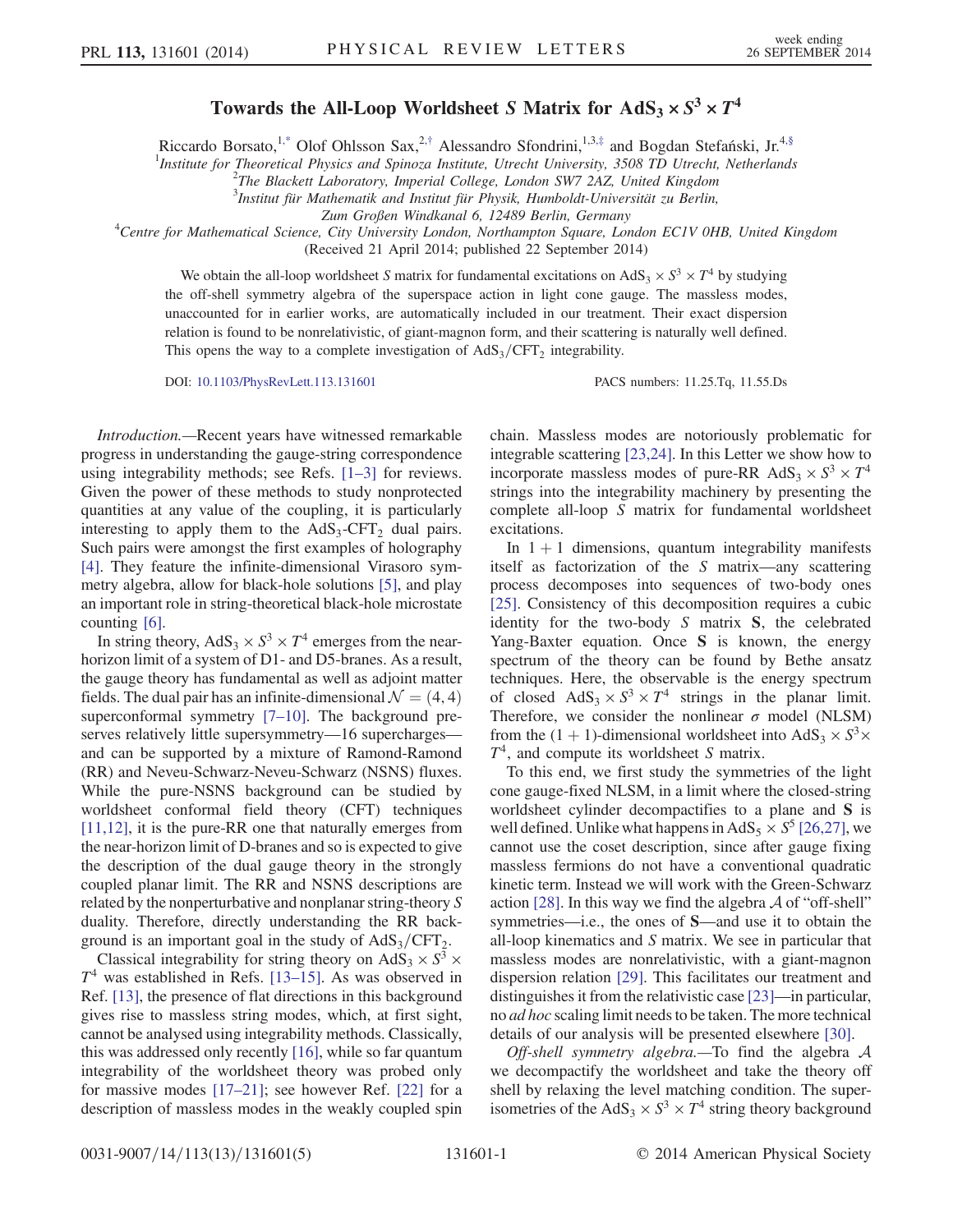# Towards the All-Loop Worldsheet S Matrix for $\mathrm{AdS}_3 \times S^3 \times T^4$

Riccardo Borsato,[1,*] Olof Ohlsson Sax,[2,†] Alessandro Sfondrini,[1,3,‡] and Bogdan Stefański, Jr.[4,§]

[1]Institute for Theoretical Physics and Spinoza Institute, Utrecht University, 3508 TD Utrecht, Netherlands
[2]The Blackett Laboratory, Imperial College, London SW7 2AZ, United Kingdom
[3]Institut für Mathematik und Institut für Physik, Humboldt-Universität zu Berlin, Zum Großen Windkanal 6, 12489 Berlin, Germany
[4]Centre for Mathematical Science, City University London, Northampton Square, London EC1V 0HB, United Kingdom

(Received 21 April 2014; published 22 September 2014)

We obtain the all-loop worldsheet $S$ matrix for fundamental excitations on $\mathrm{AdS}_3 \times S^3 \times T^4$ by studying the off-shell symmetry algebra of the superspace action in light cone gauge. The massless modes, unaccounted for in earlier works, are automatically included in our treatment. Their exact dispersion relation is found to be nonrelativistic, of giant-magnon form, and their scattering is naturally well defined. This opens the way to a complete investigation of $\mathrm{AdS}_3/\mathrm{CFT}_2$ integrability.

DOI: 10.1103/PhysRevLett.113.131601 PACS numbers: 11.25.Tq, 11.55.Ds

*Introduction.*—Recent years have witnessed remarkable progress in understanding the gauge-string correspondence using integrability methods; see Refs. [1–3] for reviews. Given the power of these methods to study nonprotected quantities at any value of the coupling, it is particularly interesting to apply them to the $\mathrm{AdS}_3$-$\mathrm{CFT}_2$ dual pairs. Such pairs were amongst the first examples of holography [4]. They feature the infinite-dimensional Virasoro symmetry algebra, allow for black-hole solutions [5], and play an important role in string-theoretical black-hole microstate counting [6].

In string theory, $\mathrm{AdS}_3 \times S^3 \times T^4$ emerges from the near-horizon limit of a system of D1- and D5-branes. As a result, the gauge theory has fundamental as well as adjoint matter fields. The dual pair has an infinite-dimensional $\mathcal{N} = (4,4)$ superconformal symmetry [7–10]. The background preserves relatively little supersymmetry—16 supercharges—and can be supported by a mixture of Ramond-Ramond (RR) and Neveu-Schwarz-Neveu-Schwarz (NSNS) fluxes. While the pure-NSNS background can be studied by worldsheet conformal field theory (CFT) techniques [11,12], it is the pure-RR one that naturally emerges from the near-horizon limit of D-branes and so is expected to give the description of the dual gauge theory in the strongly coupled planar limit. The RR and NSNS descriptions are related by the nonperturbative and nonplanar string-theory $S$ duality. Therefore, directly understanding the RR background is an important goal in the study of $\mathrm{AdS}_3/\mathrm{CFT}_2$.

Classical integrability for string theory on $\mathrm{AdS}_3 \times S^3 \times T^4$ was established in Refs. [13–15]. As was observed in Ref. [13], the presence of flat directions in this background gives rise to massless string modes, which, at first sight, cannot be analysed using integrability methods. Classically, this was addressed only recently [16], while so far quantum integrability of the worldsheet theory was probed only for massive modes [17–21]; see however Ref. [22] for a description of massless modes in the weakly coupled spin chain. Massless modes are notoriously problematic for integrable scattering [23,24]. In this Letter we show how to incorporate massless modes of pure-RR $\mathrm{AdS}_3 \times S^3 \times T^4$ strings into the integrability machinery by presenting the complete all-loop $S$ matrix for fundamental worldsheet excitations.

In $1+1$ dimensions, quantum integrability manifests itself as factorization of the $S$ matrix—any scattering process decomposes into sequences of two-body ones [25]. Consistency of this decomposition requires a cubic identity for the two-body $S$ matrix $\mathbf{S}$, the celebrated Yang-Baxter equation. Once $\mathbf{S}$ is known, the energy spectrum of the theory can be found by Bethe ansatz techniques. Here, the observable is the energy spectrum of closed $\mathrm{AdS}_3 \times S^3 \times T^4$ strings in the planar limit. Therefore, we consider the nonlinear $\sigma$ model (NLSM) from the $(1+1)$-dimensional worldsheet into $\mathrm{AdS}_3 \times S^3 \times T^4$, and compute its worldsheet $S$ matrix.

To this end, we first study the symmetries of the light cone gauge-fixed NLSM, in a limit where the closed-string worldsheet cylinder decompactifies to a plane and $\mathbf{S}$ is well defined. Unlike what happens in $\mathrm{AdS}_5 \times S^5$ [26,27], we cannot use the coset description, since after gauge fixing massless fermions do not have a conventional quadratic kinetic term. Instead we will work with the Green-Schwarz action [28]. In this way we find the algebra $\mathcal{A}$ of "off-shell" symmetries—i.e., the ones of $\mathbf{S}$—and use it to obtain the all-loop kinematics and $S$ matrix. We see in particular that massless modes are nonrelativistic, with a giant-magnon dispersion relation [29]. This facilitates our treatment and distinguishes it from the relativistic case [23]—in particular, no *ad hoc* scaling limit needs to be taken. The more technical details of our analysis will be presented elsewhere [30].

*Off-shell symmetry algebra.*—To find the algebra $\mathcal{A}$ we decompactify the worldsheet and take the theory off shell by relaxing the level matching condition. The super-isometries of the $\mathrm{AdS}_3 \times S^3 \times T^4$ string theory background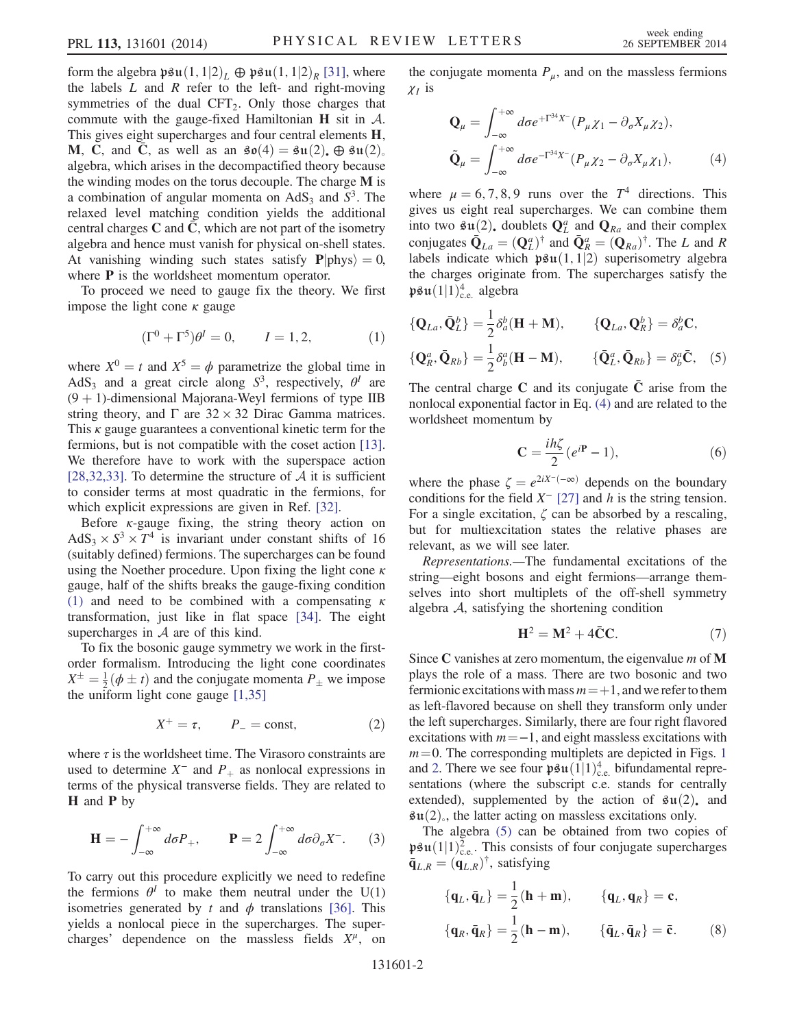form the algebra $\mathfrak{psu}(1,1|2)_L \oplus \mathfrak{psu}(1,1|2)_R$ [31], where the labels $L$ and $R$ refer to the left- and right-moving symmetries of the dual $\mathrm{CFT}_2$. Only those charges that commute with the gauge-fixed Hamiltonian $\mathbf{H}$ sit in $\mathcal{A}$. This gives eight supercharges and four central elements $\mathbf{H}$, $\mathbf{M}$, $\mathbf{C}$, and $\bar{\mathbf{C}}$, as well as an $\mathfrak{so}(4) = \mathfrak{su}(2)_\bullet \oplus \mathfrak{su}(2)_\circ$ algebra, which arises in the decompactified theory because the winding modes on the torus decouple. The charge $\mathbf{M}$ is a combination of angular momenta on $\mathrm{AdS}_3$ and $S^3$. The relaxed level matching condition yields the additional central charges $\mathbf{C}$ and $\bar{\mathbf{C}}$, which are not part of the isometry algebra and hence must vanish for physical on-shell states. At vanishing winding such states satisfy $\mathbf{P}|\mathrm{phys}\rangle = 0$, where $\mathbf{P}$ is the worldsheet momentum operator.

To proceed we need to gauge fix the theory. We first impose the light cone $\kappa$ gauge

$$(\Gamma^0 + \Gamma^5)\theta^I = 0, \qquad I = 1,2, \tag{1}$$

where $X^0 = t$ and $X^5 = \phi$ parametrize the global time in $\mathrm{AdS}_3$ and a great circle along $S^3$, respectively, $\theta^I$ are $(9+1)$-dimensional Majorana-Weyl fermions of type IIB string theory, and $\Gamma$ are $32 \times 32$ Dirac Gamma matrices. This $\kappa$ gauge guarantees a conventional kinetic term for the fermions, but is not compatible with the coset action [13]. We therefore have to work with the superspace action [28,32,33]. To determine the structure of $\mathcal{A}$ it is sufficient to consider terms at most quadratic in the fermions, for which explicit expressions are given in Ref. [32].

Before $\kappa$-gauge fixing, the string theory action on $\mathrm{AdS}_3 \times S^3 \times T^4$ is invariant under constant shifts of 16 (suitably defined) fermions. The supercharges can be found using the Noether procedure. Upon fixing the light cone $\kappa$ gauge, half of the shifts breaks the gauge-fixing condition (1) and need to be combined with a compensating $\kappa$ transformation, just like in flat space [34]. The eight supercharges in $\mathcal{A}$ are of this kind.

To fix the bosonic gauge symmetry we work in the first-order formalism. Introducing the light cone coordinates $X^\pm = \frac{1}{2}(\phi \pm t)$ and the conjugate momenta $P_\pm$ we impose the uniform light cone gauge [1,35]

$$X^+ = \tau, \qquad P_- = \mathrm{const}, \tag{2}$$

where $\tau$ is the worldsheet time. The Virasoro constraints are used to determine $X^-$ and $P_+$ as nonlocal expressions in terms of the physical transverse fields. They are related to $\mathbf{H}$ and $\mathbf{P}$ by

$$\mathbf{H} = -\int_{-\infty}^{+\infty} d\sigma P_+, \qquad \mathbf{P} = 2\int_{-\infty}^{+\infty} d\sigma \partial_\sigma X^-. \tag{3}$$

To carry out this procedure explicitly we need to redefine the fermions $\theta^I$ to make them neutral under the U(1) isometries generated by $t$ and $\phi$ translations [36]. This yields a nonlocal piece in the supercharges. The supercharges' dependence on the massless fields $X^\mu$, on the conjugate momenta $P_\mu$, and on the massless fermions $\chi_I$ is

$$\begin{aligned}
\mathbf{Q}_\mu &= \int_{-\infty}^{+\infty} d\sigma e^{+\Gamma^{34} X^-}(P_\mu \chi_1 - \partial_\sigma X_\mu \chi_2), \\
\tilde{\mathbf{Q}}_\mu &= \int_{-\infty}^{+\infty} d\sigma e^{-\Gamma^{34} X^-}(P_\mu \chi_2 - \partial_\sigma X_\mu \chi_1),
\end{aligned} \tag{4}$$

where $\mu = 6,7,8,9$ runs over the $T^4$ directions. This gives us eight real supercharges. We can combine them into two $\mathfrak{su}(2)_\bullet$ doublets $\mathbf{Q}_L^a$ and $\mathbf{Q}_{Ra}$ and their complex conjugates $\bar{\mathbf{Q}}_{La} = (\mathbf{Q}_L^a)^\dagger$ and $\bar{\mathbf{Q}}_R^a = (\mathbf{Q}_{Ra})^\dagger$. The $L$ and $R$ labels indicate which $\mathfrak{psu}(1,1|2)$ superisometry algebra the charges originate from. The supercharges satisfy the $\mathfrak{psu}(1|1)^4_{\mathrm{c.e.}}$ algebra

$$\begin{aligned}
\{\mathbf{Q}_{La}, \bar{\mathbf{Q}}_L^b\} &= \frac{1}{2}\delta_a^b(\mathbf{H} + \mathbf{M}), \qquad \{\mathbf{Q}_{La}, \mathbf{Q}_R^b\} = \delta_a^b \mathbf{C}, \\
\{\mathbf{Q}_R^a, \bar{\mathbf{Q}}_{Rb}\} &= \frac{1}{2}\delta_b^a(\mathbf{H} - \mathbf{M}), \qquad \{\bar{\mathbf{Q}}_L^a, \bar{\mathbf{Q}}_{Rb}\} = \delta_b^a \bar{\mathbf{C}},
\end{aligned} \tag{5}$$

The central charge $\mathbf{C}$ and its conjugate $\bar{\mathbf{C}}$ arise from the nonlocal exponential factor in Eq. (4) and are related to the worldsheet momentum by

$$\mathbf{C} = \frac{ih\zeta}{2}(e^{i\mathbf{P}} - 1), \tag{6}$$

where the phase $\zeta = e^{2iX^-(-\infty)}$ depends on the boundary conditions for the field $X^-$ [27] and $h$ is the string tension. For a single excitation, $\zeta$ can be absorbed by a rescaling, but for multiexcitation states the relative phases are relevant, as we will see later.

*Representations.*—The fundamental excitations of the string—eight bosons and eight fermions—arrange themselves into short multiplets of the off-shell symmetry algebra $\mathcal{A}$, satisfying the shortening condition

$$\mathbf{H}^2 = \mathbf{M}^2 + 4\bar{\mathbf{C}}\mathbf{C}. \tag{7}$$

Since $\mathbf{C}$ vanishes at zero momentum, the eigenvalue $m$ of $\mathbf{M}$ plays the role of a mass. There are two bosonic and two fermionic excitations with mass $m = +1$, and we refer to them as left-flavored because on shell they transform only under the left supercharges. Similarly, there are four right flavored excitations with $m = -1$, and eight massless excitations with $m = 0$. The corresponding multiplets are depicted in Figs. 1 and 2. There we see four $\mathfrak{psu}(1|1)^4_{\mathrm{c.e.}}$ bifundamental representations (where the subscript c.e. stands for centrally extended), supplemented by the action of $\mathfrak{su}(2)_\bullet$ and $\mathfrak{su}(2)_\circ$, the latter acting on massless excitations only.

The algebra (5) can be obtained from two copies of $\mathfrak{psu}(1|1)^2_{\mathrm{c.e.}}$. This consists of four conjugate supercharges $\bar{\mathbf{q}}_{L,R} = (\mathbf{q}_{L,R})^\dagger$, satisfying

$$\begin{aligned}
\{\mathbf{q}_L, \bar{\mathbf{q}}_L\} &= \frac{1}{2}(\mathbf{h} + \mathbf{m}), \qquad \{\mathbf{q}_L, \mathbf{q}_R\} = \mathbf{c}, \\
\{\mathbf{q}_R, \bar{\mathbf{q}}_R\} &= \frac{1}{2}(\mathbf{h} - \mathbf{m}), \qquad \{\bar{\mathbf{q}}_L, \bar{\mathbf{q}}_R\} = \bar{\mathbf{c}}.
\end{aligned} \tag{8}$$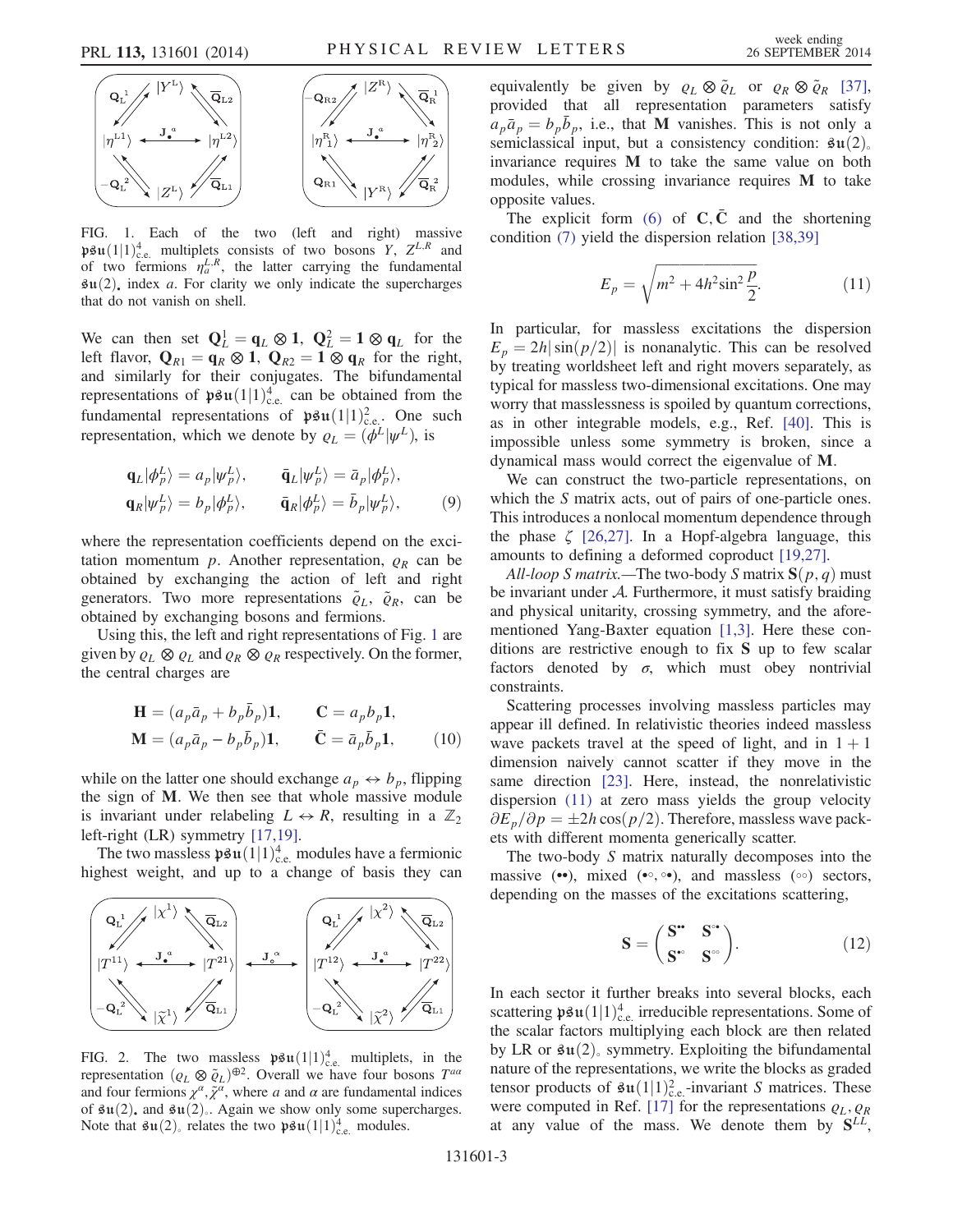FIG. 1. Each of the two (left and right) massive $\mathfrak{psu}(1|1)^4_{\text{c.e.}}$ multiplets consists of two bosons $Y$, $Z^{L,R}$ and of two fermions $\eta^{L,R}_a$, the latter carrying the fundamental $\mathfrak{su}(2)_\bullet$ index $a$. For clarity we only indicate the supercharges that do not vanish on shell.

We can then set $\mathbf{Q}_L^1 = \mathbf{q}_L \otimes \mathbf{1}$, $\mathbf{Q}_L^2 = \mathbf{1} \otimes \mathbf{q}_L$ for the left flavor, $\mathbf{Q}_{R1} = \mathbf{q}_R \otimes \mathbf{1}$, $\mathbf{Q}_{R2} = \mathbf{1} \otimes \mathbf{q}_R$ for the right, and similarly for their conjugates. The bifundamental representations of $\mathfrak{psu}(1|1)^4_{\text{c.e.}}$ can be obtained from the fundamental representations of $\mathfrak{psu}(1|1)^2_{\text{c.e.}}$. One such representation, which we denote by $\varrho_L = (\phi^L|\psi^L)$, is

$$
\begin{aligned}
\mathbf{q}_L|\phi^L_p\rangle &= a_p|\psi^L_p\rangle, & \bar{\mathbf{q}}_L|\psi^L_p\rangle &= \bar{a}_p|\phi^L_p\rangle, \\
\mathbf{q}_R|\psi^L_p\rangle &= b_p|\phi^L_p\rangle, & \bar{\mathbf{q}}_R|\phi^L_p\rangle &= \bar{b}_p|\psi^L_p\rangle,
\end{aligned} \tag{9}
$$

where the representation coefficients depend on the excitation momentum $p$. Another representation, $\varrho_R$ can be obtained by exchanging the action of left and right generators. Two more representations $\tilde{\varrho}_L$, $\tilde{\varrho}_R$, can be obtained by exchanging bosons and fermions.

Using this, the left and right representations of Fig. 1 are given by $\varrho_L \otimes \varrho_L$ and $\varrho_R \otimes \varrho_R$ respectively. On the former, the central charges are

$$
\begin{aligned}
\mathbf{H} &= (a_p\bar{a}_p + b_p\bar{b}_p)\mathbf{1}, & \mathbf{C} &= a_p b_p \mathbf{1}, \\
\mathbf{M} &= (a_p\bar{a}_p - b_p\bar{b}_p)\mathbf{1}, & \bar{\mathbf{C}} &= \bar{a}_p\bar{b}_p\mathbf{1},
\end{aligned} \tag{10}
$$

while on the latter one should exchange $a_p \leftrightarrow b_p$, flipping the sign of $\mathbf{M}$. We then see that whole massive module is invariant under relabeling $L \leftrightarrow R$, resulting in a $\mathbb{Z}_2$ left-right (LR) symmetry [17,19].

The two massless $\mathfrak{psu}(1|1)^4_{\text{c.e.}}$ modules have a fermionic highest weight, and up to a change of basis they can

FIG. 2. The two massless $\mathfrak{psu}(1|1)^4_{\text{c.e.}}$ multiplets, in the representation $(\varrho_L \otimes \tilde{\varrho}_L)^{\oplus 2}$. Overall we have four bosons $T^{a\alpha}$ and four fermions $\chi^\alpha, \tilde{\chi}^\alpha$, where $a$ and $\alpha$ are fundamental indices of $\mathfrak{su}(2)_\bullet$ and $\mathfrak{su}(2)_\circ$. Again we show only some supercharges. Note that $\mathfrak{su}(2)_\circ$ relates the two $\mathfrak{psu}(1|1)^4_{\text{c.e.}}$ modules.

equivalently be given by $\varrho_L \otimes \tilde{\varrho}_L$ or $\varrho_R \otimes \tilde{\varrho}_R$ [37], provided that all representation parameters satisfy $a_p\bar{a}_p = b_p\bar{b}_p$, i.e., that $\mathbf{M}$ vanishes. This is not only a semiclassical input, but a consistency condition: $\mathfrak{su}(2)_\circ$ invariance requires $\mathbf{M}$ to take the same value on both modules, while crossing invariance requires $\mathbf{M}$ to take opposite values.

The explicit form (6) of $\mathbf{C}, \bar{\mathbf{C}}$ and the shortening condition (7) yield the dispersion relation [38,39]

$$
E_p = \sqrt{m^2 + 4h^2 \sin^2 \frac{p}{2}}. \tag{11}
$$

In particular, for massless excitations the dispersion $E_p = 2h|\sin(p/2)|$ is nonanalytic. This can be resolved by treating worldsheet left and right movers separately, as typical for massless two-dimensional excitations. One may worry that masslessness is spoiled by quantum corrections, as in other integrable models, e.g., Ref. [40]. This is impossible unless some symmetry is broken, since a dynamical mass would correct the eigenvalue of $\mathbf{M}$.

We can construct the two-particle representations, on which the $S$ matrix acts, out of pairs of one-particle ones. This introduces a nonlocal momentum dependence through the phase $\zeta$ [26,27]. In a Hopf-algebra language, this amounts to defining a deformed coproduct [19,27].

*All-loop S matrix.*—The two-body $S$ matrix $\mathbf{S}(p,q)$ must be invariant under $\mathcal{A}$. Furthermore, it must satisfy braiding and physical unitarity, crossing symmetry, and the aforementioned Yang-Baxter equation [1,3]. Here these conditions are restrictive enough to fix $\mathbf{S}$ up to few scalar factors denoted by $\sigma$, which must obey nontrivial constraints.

Scattering processes involving massless particles may appear ill defined. In relativistic theories indeed massless wave packets travel at the speed of light, and in $1+1$ dimension naively cannot scatter if they move in the same direction [23]. Here, instead, the nonrelativistic dispersion (11) at zero mass yields the group velocity $\partial E_p/\partial p = \pm 2h\cos(p/2)$. Therefore, massless wave packets with different momenta generically scatter.

The two-body $S$ matrix naturally decomposes into the massive ($\bullet\bullet$), mixed ($\bullet\circ, \circ\bullet$), and massless ($\circ\circ$) sectors, depending on the masses of the excitations scattering,

$$
\mathbf{S} = \begin{pmatrix} \mathbf{S}^{\bullet\bullet} & \mathbf{S}^{\circ\bullet} \\ \mathbf{S}^{\bullet\circ} & \mathbf{S}^{\circ\circ} \end{pmatrix}. \tag{12}
$$

In each sector it further breaks into several blocks, each scattering $\mathfrak{psu}(1|1)^4_{\text{c.e.}}$ irreducible representations. Some of the scalar factors multiplying each block are then related by LR or $\mathfrak{su}(2)_\circ$ symmetry. Exploiting the bifundamental nature of the representations, we write the blocks as graded tensor products of $\mathfrak{su}(1|1)^2_{\text{c.e.}}$-invariant $S$ matrices. These were computed in Ref. [17] for the representations $\varrho_L, \varrho_R$ at any value of the mass. We denote them by $\mathbf{S}^{LL}$,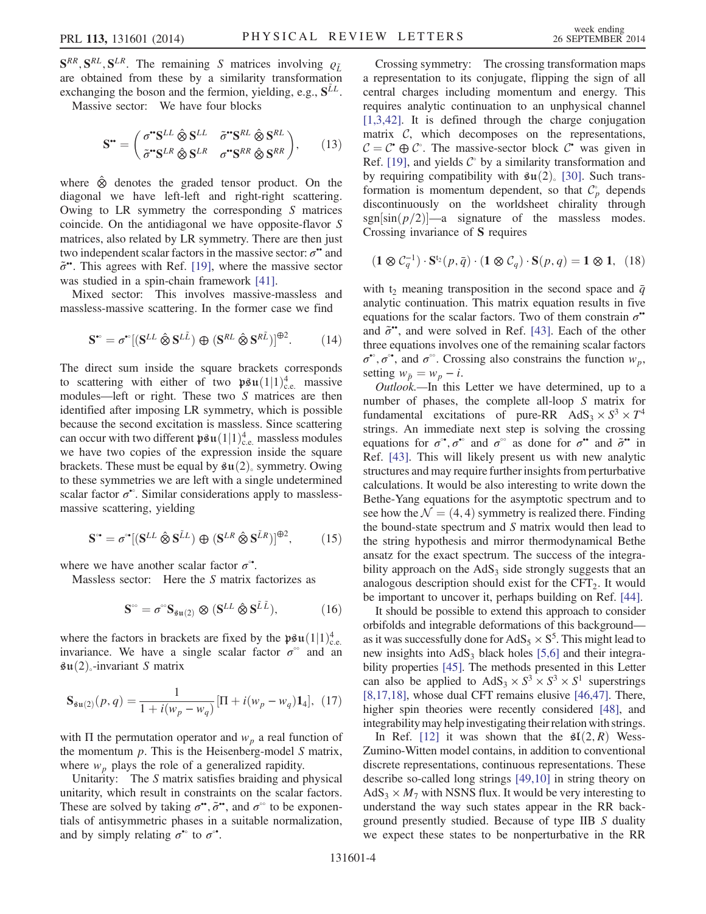$\mathbf{S}^{RR}, \mathbf{S}^{RL}, \mathbf{S}^{LR}$. The remaining $S$ matrices involving $\varrho_{\tilde{L}}$ are obtained from these by a similarity transformation exchanging the boson and the fermion, yielding, e.g., $\mathbf{S}^{\tilde{L}L}$.

*Massive sector:* We have four blocks

$$\mathbf{S}^{\bullet\bullet} = \begin{pmatrix} \sigma^{\bullet\bullet}\mathbf{S}^{LL}\,\hat{\otimes}\,\mathbf{S}^{LL} & \tilde{\sigma}^{\bullet\bullet}\mathbf{S}^{RL}\,\hat{\otimes}\,\mathbf{S}^{RL} \\ \tilde{\sigma}^{\bullet\bullet}\mathbf{S}^{LR}\,\hat{\otimes}\,\mathbf{S}^{LR} & \sigma^{\bullet\bullet}\mathbf{S}^{RR}\,\hat{\otimes}\,\mathbf{S}^{RR} \end{pmatrix}, \qquad (13)$$

where $\hat{\otimes}$ denotes the graded tensor product. On the diagonal we have left-left and right-right scattering. Owing to LR symmetry the corresponding $S$ matrices coincide. On the antidiagonal we have opposite-flavor $S$ matrices, also related by LR symmetry. There are then just two independent scalar factors in the massive sector: $\sigma^{\bullet\bullet}$ and $\tilde{\sigma}^{\bullet\bullet}$. This agrees with Ref. [19], where the massive sector was studied in a spin-chain framework [41].

*Mixed sector:* This involves massive-massless and massless-massive scattering. In the former case we find

$$\mathbf{S}^{\bullet\circ} = \sigma^{\bullet\circ}[(\mathbf{S}^{LL}\,\hat{\otimes}\,\mathbf{S}^{L\tilde{L}}) \oplus (\mathbf{S}^{RL}\,\hat{\otimes}\,\mathbf{S}^{R\tilde{L}})]^{\oplus 2}. \qquad (14)$$

The direct sum inside the square brackets corresponds to scattering with either of two $\mathfrak{psu}(1|1)^4_{\text{c.e.}}$ massive modules—left or right. These two $S$ matrices are then identified after imposing LR symmetry, which is possible because the second excitation is massless. Since scattering can occur with two different $\mathfrak{psu}(1|1)^4_{\text{c.e.}}$ massless modules we have two copies of the expression inside the square brackets. These must be equal by $\mathfrak{su}(2)_\circ$ symmetry. Owing to these symmetries we are left with a single undetermined scalar factor $\sigma^{\bullet\circ}$. Similar considerations apply to massless-massive scattering, yielding

$$\mathbf{S}^{\circ\bullet} = \sigma^{\circ\bullet}[(\mathbf{S}^{LL}\,\hat{\otimes}\,\mathbf{S}^{\tilde{L}L}) \oplus (\mathbf{S}^{LR}\,\hat{\otimes}\,\mathbf{S}^{\tilde{L}R})]^{\oplus 2}, \qquad (15)$$

where we have another scalar factor $\sigma^{\circ\bullet}$.

*Massless sector:* Here the $S$ matrix factorizes as

$$\mathbf{S}^{\circ\circ} = \sigma^{\circ\circ}\mathbf{S}_{\mathfrak{su}(2)} \otimes (\mathbf{S}^{LL}\,\hat{\otimes}\,\mathbf{S}^{\tilde{L}\tilde{L}}), \qquad (16)$$

where the factors in brackets are fixed by the $\mathfrak{psu}(1|1)^4_{\text{c.e.}}$ invariance. We have a single scalar factor $\sigma^{\circ\circ}$ and an $\mathfrak{su}(2)_\circ$-invariant $S$ matrix

$$\mathbf{S}_{\mathfrak{su}(2)}(p,q) = \frac{1}{1 + i(w_p - w_q)}[\Pi + i(w_p - w_q)\mathbf{1}_4], \qquad (17)$$

with $\Pi$ the permutation operator and $w_p$ a real function of the momentum $p$. This is the Heisenberg-model $S$ matrix, where $w_p$ plays the role of a generalized rapidity.

*Unitarity:* The $S$ matrix satisfies braiding and physical unitarity, which result in constraints on the scalar factors. These are solved by taking $\sigma^{\bullet\bullet}, \tilde{\sigma}^{\bullet\bullet}$, and $\sigma^{\circ\circ}$ to be exponentials of antisymmetric phases in a suitable normalization, and by simply relating $\sigma^{\bullet\circ}$ to $\sigma^{\circ\bullet}$.

*Crossing symmetry:* The crossing transformation maps a representation to its conjugate, flipping the sign of all central charges including momentum and energy. This requires analytic continuation to an unphysical channel [1,3,42]. It is defined through the charge conjugation matrix $\mathcal{C}$, which decomposes on the representations, $\mathcal{C} = \mathcal{C}^\bullet \oplus \mathcal{C}^\circ$. The massive-sector block $\mathcal{C}^\bullet$ was given in Ref. [19], and yields $\mathcal{C}^\circ$ by a similarity transformation and by requiring compatibility with $\mathfrak{su}(2)_\circ$ [30]. Such transformation is momentum dependent, so that $\mathcal{C}^\circ_p$ depends discontinuously on the worldsheet chirality through $\text{sgn}[\sin(p/2)]$—a signature of the massless modes. Crossing invariance of $\mathbf{S}$ requires

$$(\mathbf{1} \otimes \mathcal{C}_q^{-1}) \cdot \mathbf{S}^{t_2}(p, \bar{q}) \cdot (\mathbf{1} \otimes \mathcal{C}_q) \cdot \mathbf{S}(p,q) = \mathbf{1} \otimes \mathbf{1}, \qquad (18)$$

with $t_2$ meaning transposition in the second space and $\bar{q}$ analytic continuation. This matrix equation results in five equations for the scalar factors. Two of them constrain $\sigma^{\bullet\bullet}$ and $\tilde{\sigma}^{\bullet\bullet}$, and were solved in Ref. [43]. Each of the other three equations involves one of the remaining scalar factors $\sigma^{\bullet\circ}, \sigma^{\circ\bullet}$, and $\sigma^{\circ\circ}$. Crossing also constrains the function $w_p$, setting $w_{\bar{p}} = w_p - i$.

*Outlook.*—In this Letter we have determined, up to a number of phases, the complete all-loop $S$ matrix for fundamental excitations of pure-RR $\text{AdS}_3 \times S^3 \times T^4$ strings. An immediate next step is solving the crossing equations for $\sigma^{\circ\bullet}, \sigma^{\bullet\circ}$ and $\sigma^{\circ\circ}$ as done for $\sigma^{\bullet\bullet}$ and $\tilde{\sigma}^{\bullet\bullet}$ in Ref. [43]. This will likely present us with new analytic structures and may require further insights from perturbative calculations. It would be also interesting to write down the Bethe-Yang equations for the asymptotic spectrum and to see how the $\mathcal{N} = (4,4)$ symmetry is realized there. Finding the bound-state spectrum and $S$ matrix would then lead to the string hypothesis and mirror thermodynamical Bethe ansatz for the exact spectrum. The success of the integrability approach on the $\text{AdS}_3$ side strongly suggests that an analogous description should exist for the $\text{CFT}_2$. It would be important to uncover it, perhaps building on Ref. [44].

It should be possible to extend this approach to consider orbifolds and integrable deformations of this background—as it was successfully done for $\text{AdS}_5 \times \text{S}^5$. This might lead to new insights into $\text{AdS}_3$ black holes [5,6] and their integrability properties [45]. The methods presented in this Letter can also be applied to $\text{AdS}_3 \times S^3 \times S^3 \times S^1$ superstrings [8,17,18], whose dual CFT remains elusive [46,47]. There, higher spin theories were recently considered [48], and integrability may help investigating their relation with strings.

In Ref. [12] it was shown that the $\mathfrak{sl}(2,R)$ Wess-Zumino-Witten model contains, in addition to conventional discrete representations, continuous representations. These describe so-called long strings [49,10] in string theory on $\text{AdS}_3 \times M_7$ with NSNS flux. It would be very interesting to understand the way such states appear in the RR background presently studied. Because of type IIB $S$ duality we expect these states to be nonperturbative in the RR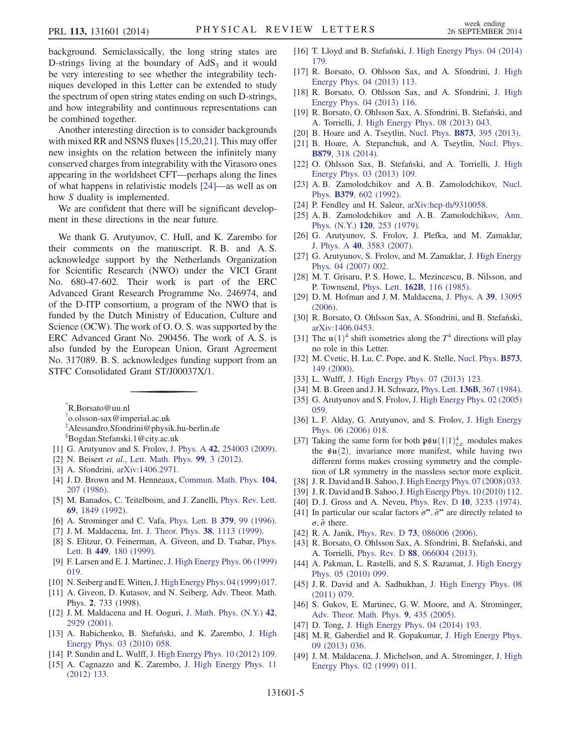background. Semiclassically, the long string states are D-strings living at the boundary of $AdS_3$ and it would be very interesting to see whether the integrability techniques developed in this Letter can be extended to study the spectrum of open string states ending on such D-strings, and how integrability and continuous representations can be combined together.

Another interesting direction is to consider backgrounds with mixed RR and NSNS fluxes [15,20,21]. This may offer new insights on the relation between the infinitely many conserved charges from integrability with the Virasoro ones appearing in the worldsheet CFT—perhaps along the lines of what happens in relativistic models [24]—as well as on how *S* duality is implemented.

We are confident that there will be significant development in these directions in the near future.

We thank G. Arutyunov, C. Hull, and K. Zarembo for their comments on the manuscript. R. B. and A. S. acknowledge support by the Netherlands Organization for Scientific Research (NWO) under the VICI Grant No. 680-47-602. Their work is part of the ERC Advanced Grant Research Programme No. 246974, and of the D-ITP consortium, a program of the NWO that is funded by the Dutch Ministry of Education, Culture and Science (OCW). The work of O. O. S. was supported by the ERC Advanced Grant No. 290456. The work of A. S. is also funded by the European Union, Grant Agreement No. 317089. B. S. acknowledges funding support from an STFC Consolidated Grant ST/J00037X/1.

---

[*] R.Borsato@uu.nl

[†] o.olsson-sax@imperial.ac.uk

[‡] Alessandro.Sfondrini@physik.hu-berlin.de

[§] Bogdan.Stefanski.1@city.ac.uk

[1] G. Arutyunov and S. Frolov, J. Phys. A **42**, 254003 (2009).

[2] N. Beisert *et al.*, Lett. Math. Phys. **99**, 3 (2012).

[3] A. Sfondrini, arXiv:1406.2971.

[4] J. D. Brown and M. Henneaux, Commun. Math. Phys. **104**, 207 (1986).

[5] M. Banados, C. Teitelboim, and J. Zanelli, Phys. Rev. Lett. **69**, 1849 (1992).

[6] A. Strominger and C. Vafa, Phys. Lett. B **379**, 99 (1996).

[7] J. M. Maldacena, Int. J. Theor. Phys. **38**, 1113 (1999).

[8] S. Elitzur, O. Feinerman, A. Giveon, and D. Tsabar, Phys. Lett. B **449**, 180 (1999).

[9] F. Larsen and E. J. Martinec, J. High Energy Phys. 06 (1999) 019.

[10] N. Seiberg and E. Witten, J. High Energy Phys. 04 (1999) 017.

[11] A. Giveon, D. Kutasov, and N. Seiberg, Adv. Theor. Math. Phys. **2**, 733 (1998).

[12] J. M. Maldacena and H. Ooguri, J. Math. Phys. (N.Y.) **42**, 2929 (2001).

[13] A. Babichenko, B. Stefański, and K. Zarembo, J. High Energy Phys. 03 (2010) 058.

[14] P. Sundin and L. Wulff, J. High Energy Phys. 10 (2012) 109.

[15] A. Cagnazzo and K. Zarembo, J. High Energy Phys. 11 (2012) 133.

[16] T. Lloyd and B. Stefański, J. High Energy Phys. 04 (2014) 179.

[17] R. Borsato, O. Ohlsson Sax, and A. Sfondrini, J. High Energy Phys. 04 (2013) 113.

[18] R. Borsato, O. Ohlsson Sax, and A. Sfondrini, J. High Energy Phys. 04 (2013) 116.

[19] R. Borsato, O. Ohlsson Sax, A. Sfondrini, B. Stefański, and A. Torrielli, J. High Energy Phys. 08 (2013) 043.

[20] B. Hoare and A. Tseytlin, Nucl. Phys. **B873**, 395 (2013).

[21] B. Hoare, A. Stepanchuk, and A. Tseytlin, Nucl. Phys. **B879**, 318 (2014).

[22] O. Ohlsson Sax, B. Stefański, and A. Torrielli, J. High Energy Phys. 03 (2013) 109.

[23] A. B. Zamolodchikov and A. B. Zamolodchikov, Nucl. Phys. **B379**, 602 (1992).

[24] P. Fendley and H. Saleur, arXiv:hep-th/9310058.

[25] A. B. Zamolodchikov and A. B. Zamolodchikov, Ann. Phys. (N.Y.) **120**, 253 (1979).

[26] G. Arutyunov, S. Frolov, J. Plefka, and M. Zamaklar, J. Phys. A **40**, 3583 (2007).

[27] G. Arutyunov, S. Frolov, and M. Zamaklar, J. High Energy Phys. 04 (2007) 002.

[28] M. T. Grisaru, P. S. Howe, L. Mezincescu, B. Nilsson, and P. Townsend, Phys. Lett. **162B**, 116 (1985).

[29] D. M. Hofman and J. M. Maldacena, J. Phys. A **39**, 13095 (2006).

[30] R. Borsato, O. Ohlsson Sax, A. Sfondrini, and B. Stefański, arXiv:1406.0453.

[31] The $\mathfrak{u}(1)^4$ shift isometries along the $T^4$ directions will play no role in this Letter.

[32] M. Cvetic, H. Lu, C. Pope, and K. Stelle, Nucl. Phys. **B573**, 149 (2000).

[33] L. Wulff, J. High Energy Phys. 07 (2013) 123.

[34] M. B. Green and J. H. Schwarz, Phys. Lett. **136B**, 367 (1984).

[35] G. Arutyunov and S. Frolov, J. High Energy Phys. 02 (2005) 059.

[36] L. F. Alday, G. Arutyunov, and S. Frolov, J. High Energy Phys. 06 (2006) 018.

[37] Taking the same form for both $\mathfrak{psu}(1|1)^4_{\text{c.e.}}$ modules makes the $\mathfrak{su}(2)_\circ$ invariance more manifest, while having two different forms makes crossing symmetry and the completion of LR symmetry in the massless sector more explicit.

[38] J. R. David and B. Sahoo, J. High Energy Phys. 07 (2008) 033.

[39] J. R. David and B. Sahoo, J. High Energy Phys. 10 (2010) 112.

[40] D. J. Gross and A. Neveu, Phys. Rev. D **10**, 3235 (1974).

[41] In particular our scalar factors $\sigma^{\bullet\bullet}, \tilde{\sigma}^{\bullet\bullet}$ are directly related to $\sigma, \tilde{\sigma}$ there.

[42] R. A. Janik, Phys. Rev. D **73**, 086006 (2006).

[43] R. Borsato, O. Ohlsson Sax, A. Sfondrini, B. Stefański, and A. Torrielli, Phys. Rev. D **88**, 066004 (2013).

[44] A. Pakman, L. Rastelli, and S. S. Razamat, J. High Energy Phys. 05 (2010) 099.

[45] J. R. David and A. Sadhukhan, J. High Energy Phys. 08 (2011) 079.

[46] S. Gukov, E. Martinec, G. W. Moore, and A. Strominger, Adv. Theor. Math. Phys. **9**, 435 (2005).

[47] D. Tong, J. High Energy Phys. 04 (2014) 193.

[48] M. R. Gaberdiel and R. Gopakumar, J. High Energy Phys. 09 (2013) 036.

[49] J. M. Maldacena, J. Michelson, and A. Strominger, J. High Energy Phys. 02 (1999) 011.